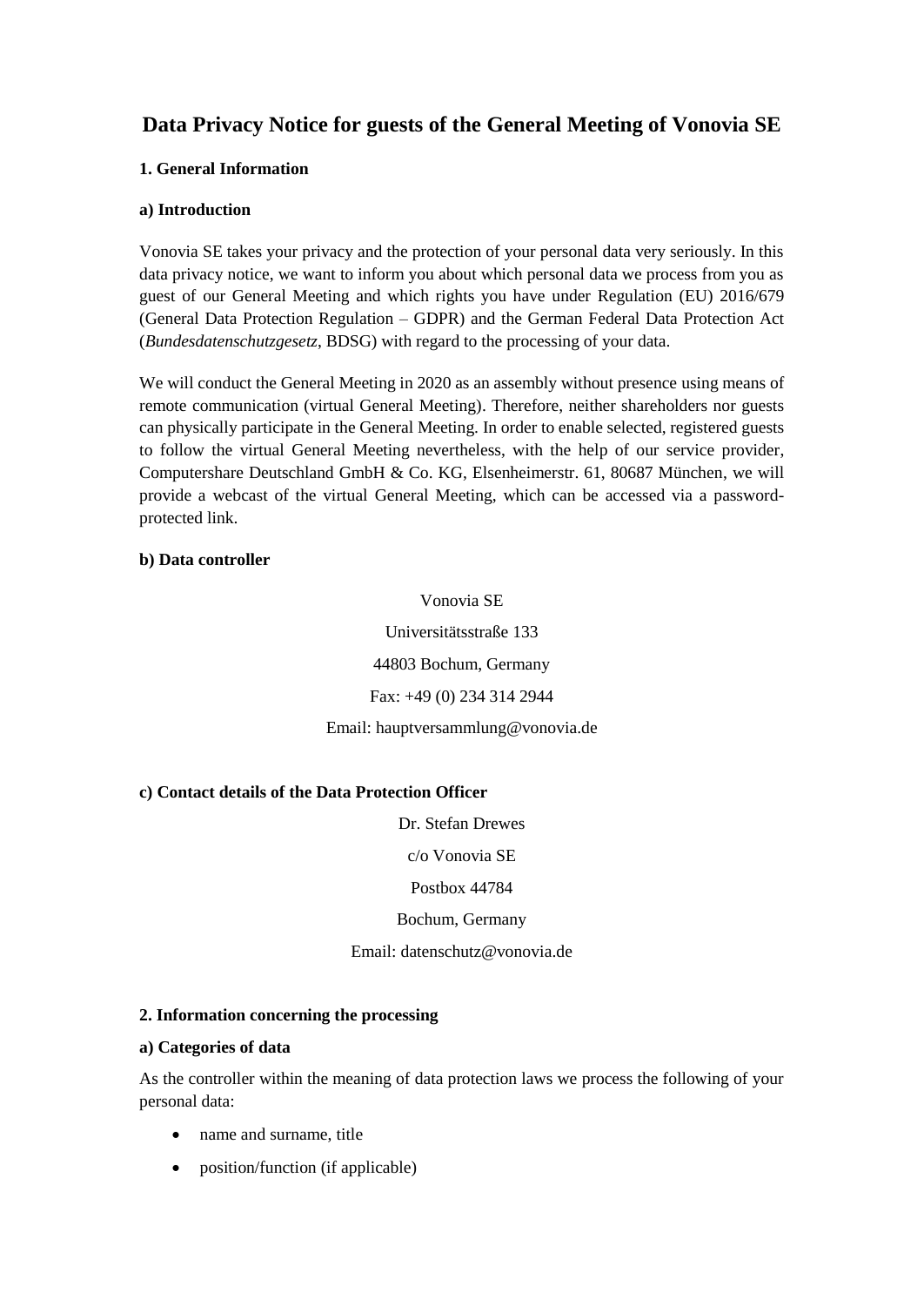# Data Privacy Notice for guests of the General Meeting of Vonovia SE

## 1. General Information

### a) Introduction

Vonovia SE takes your privacy and the protection of your personal data very seriously. In this data privacy notice, we want to inform you about which personal data we process from you as guest of our General Meeting and which rights you have under Regulation (EU) 2016/679 (General Data Protection Regulation – GDPR) and the German Federal Data Protection Act (*Bundesdatenschutzgesetz*, BDSG) with regard to the processing of your data.

We will conduct the General Meeting in 2020 as an assembly without presence using means of remote communication (virtual General Meeting). Therefore, neither shareholders nor guests can physically participate in the General Meeting. In order to enable selected, registered guests to follow the virtual General Meeting nevertheless, with the help of our service provider, Computershare Deutschland GmbH & Co. KG, Elsenheimerstr. 61, 80687 München, we will provide a webcast of the virtual General Meeting, which can be accessed via a password-protected link.

### b) Data controller

Vonovia SE

Universitätsstraße 133

44803 Bochum, Germany

Fax: +49 (0) 234 314 2944

Email: hauptversammlung@vonovia.de

### c) Contact details of the Data Protection Officer

Dr. Stefan Drewes

c/o Vonovia SE

Postbox 44784

Bochum, Germany

Email: datenschutz@vonovia.de

## 2. Information concerning the processing

### a) Categories of data

As the controller within the meaning of data protection laws we process the following of your personal data:

- name and surname, title
- position/function (if applicable)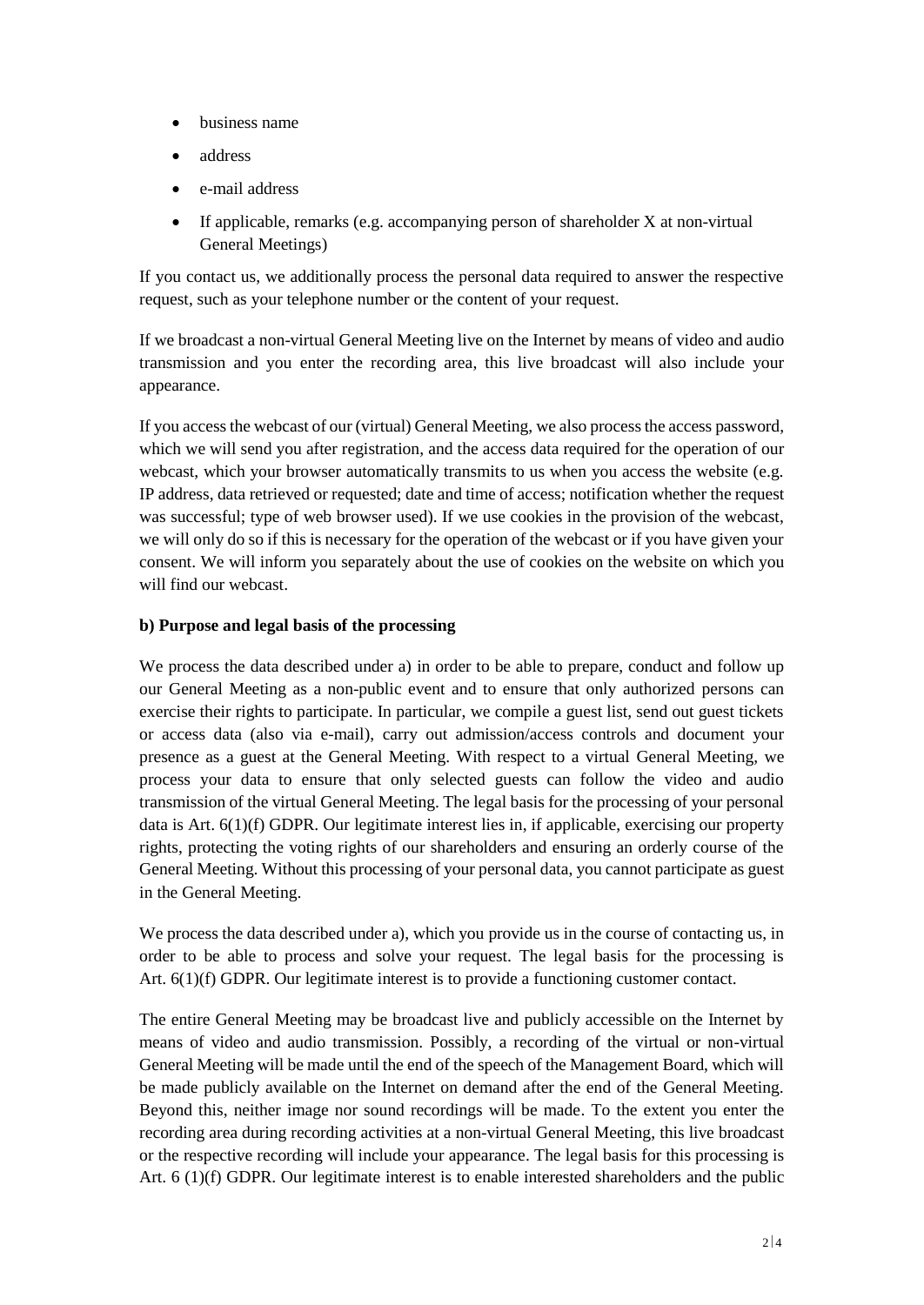- business name
- address
- e-mail address
- If applicable, remarks (e.g. accompanying person of shareholder X at non-virtual General Meetings)

If you contact us, we additionally process the personal data required to answer the respective request, such as your telephone number or the content of your request.

If we broadcast a non-virtual General Meeting live on the Internet by means of video and audio transmission and you enter the recording area, this live broadcast will also include your appearance.

If you access the webcast of our (virtual) General Meeting, we also process the access password, which we will send you after registration, and the access data required for the operation of our webcast, which your browser automatically transmits to us when you access the website (e.g. IP address, data retrieved or requested; date and time of access; notification whether the request was successful; type of web browser used). If we use cookies in the provision of the webcast, we will only do so if this is necessary for the operation of the webcast or if you have given your consent. We will inform you separately about the use of cookies on the website on which you will find our webcast.

**b) Purpose and legal basis of the processing**

We process the data described under a) in order to be able to prepare, conduct and follow up our General Meeting as a non-public event and to ensure that only authorized persons can exercise their rights to participate. In particular, we compile a guest list, send out guest tickets or access data (also via e-mail), carry out admission/access controls and document your presence as a guest at the General Meeting. With respect to a virtual General Meeting, we process your data to ensure that only selected guests can follow the video and audio transmission of the virtual General Meeting. The legal basis for the processing of your personal data is Art. 6(1)(f) GDPR. Our legitimate interest lies in, if applicable, exercising our property rights, protecting the voting rights of our shareholders and ensuring an orderly course of the General Meeting. Without this processing of your personal data, you cannot participate as guest in the General Meeting.

We process the data described under a), which you provide us in the course of contacting us, in order to be able to process and solve your request. The legal basis for the processing is Art. 6(1)(f) GDPR. Our legitimate interest is to provide a functioning customer contact.

The entire General Meeting may be broadcast live and publicly accessible on the Internet by means of video and audio transmission. Possibly, a recording of the virtual or non-virtual General Meeting will be made until the end of the speech of the Management Board, which will be made publicly available on the Internet on demand after the end of the General Meeting. Beyond this, neither image nor sound recordings will be made. To the extent you enter the recording area during recording activities at a non-virtual General Meeting, this live broadcast or the respective recording will include your appearance. The legal basis for this processing is Art. 6 (1)(f) GDPR. Our legitimate interest is to enable interested shareholders and the public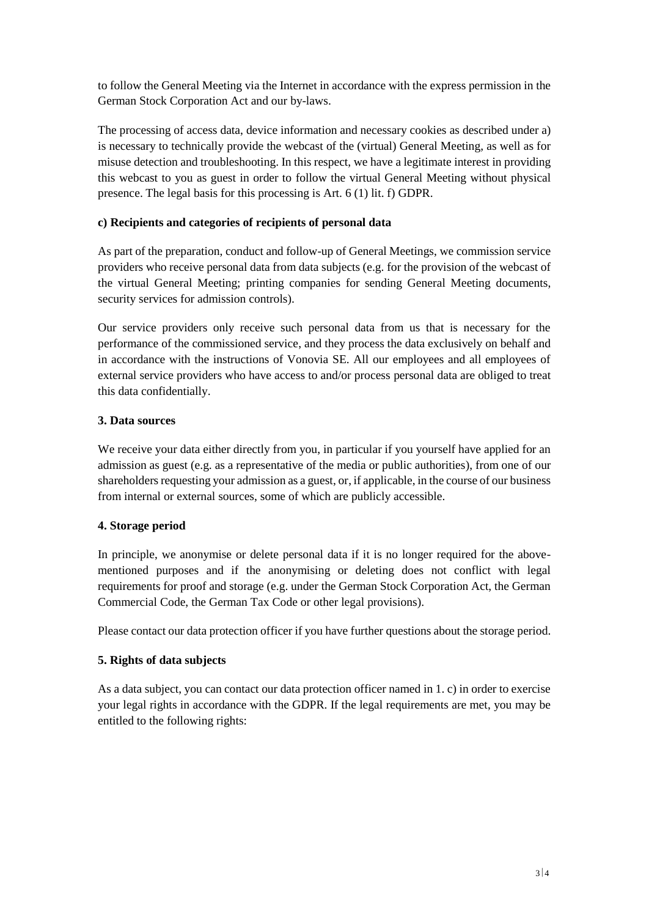to follow the General Meeting via the Internet in accordance with the express permission in the German Stock Corporation Act and our by-laws.

The processing of access data, device information and necessary cookies as described under a) is necessary to technically provide the webcast of the (virtual) General Meeting, as well as for misuse detection and troubleshooting. In this respect, we have a legitimate interest in providing this webcast to you as guest in order to follow the virtual General Meeting without physical presence. The legal basis for this processing is Art. 6 (1) lit. f) GDPR.

**c) Recipients and categories of recipients of personal data**

As part of the preparation, conduct and follow-up of General Meetings, we commission service providers who receive personal data from data subjects (e.g. for the provision of the webcast of the virtual General Meeting; printing companies for sending General Meeting documents, security services for admission controls).

Our service providers only receive such personal data from us that is necessary for the performance of the commissioned service, and they process the data exclusively on behalf and in accordance with the instructions of Vonovia SE. All our employees and all employees of external service providers who have access to and/or process personal data are obliged to treat this data confidentially.

**3. Data sources**

We receive your data either directly from you, in particular if you yourself have applied for an admission as guest (e.g. as a representative of the media or public authorities), from one of our shareholders requesting your admission as a guest, or, if applicable, in the course of our business from internal or external sources, some of which are publicly accessible.

**4. Storage period**

In principle, we anonymise or delete personal data if it is no longer required for the above-mentioned purposes and if the anonymising or deleting does not conflict with legal requirements for proof and storage (e.g. under the German Stock Corporation Act, the German Commercial Code, the German Tax Code or other legal provisions).

Please contact our data protection officer if you have further questions about the storage period.

**5. Rights of data subjects**

As a data subject, you can contact our data protection officer named in 1. c) in order to exercise your legal rights in accordance with the GDPR. If the legal requirements are met, you may be entitled to the following rights: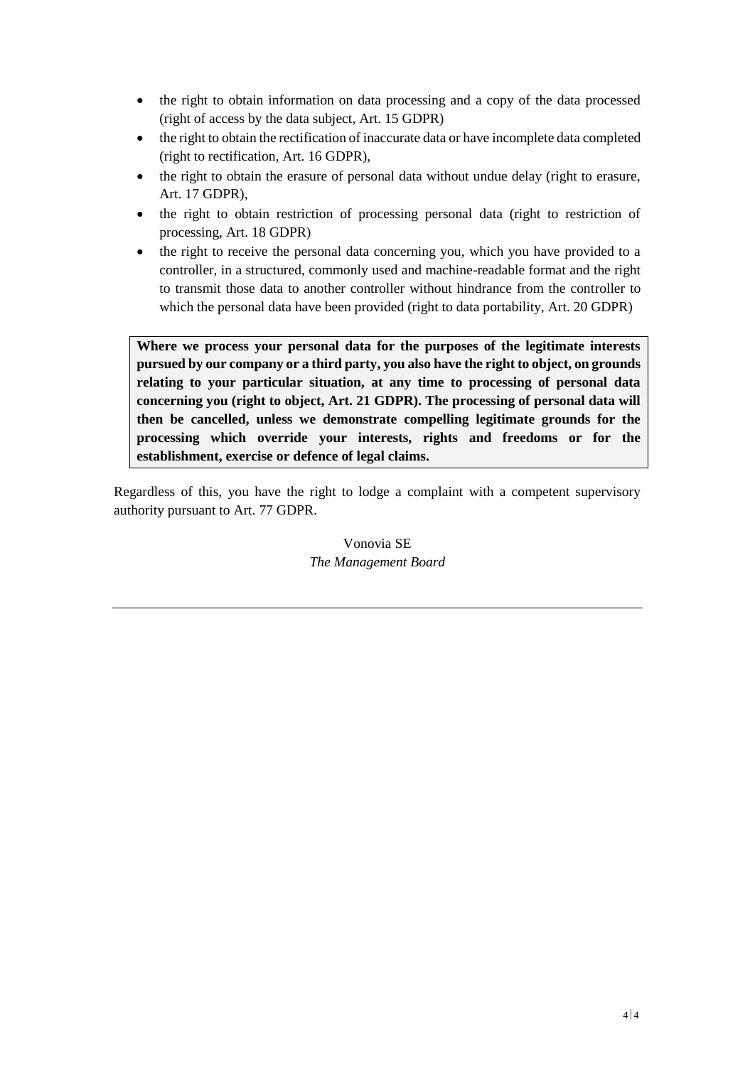- the right to obtain information on data processing and a copy of the data processed (right of access by the data subject, Art. 15 GDPR)
- the right to obtain the rectification of inaccurate data or have incomplete data completed (right to rectification, Art. 16 GDPR),
- the right to obtain the erasure of personal data without undue delay (right to erasure, Art. 17 GDPR),
- the right to obtain restriction of processing personal data (right to restriction of processing, Art. 18 GDPR)
- the right to receive the personal data concerning you, which you have provided to a controller, in a structured, commonly used and machine-readable format and the right to transmit those data to another controller without hindrance from the controller to which the personal data have been provided (right to data portability, Art. 20 GDPR)

**Where we process your personal data for the purposes of the legitimate interests pursued by our company or a third party, you also have the right to object, on grounds relating to your particular situation, at any time to processing of personal data concerning you (right to object, Art. 21 GDPR). The processing of personal data will then be cancelled, unless we demonstrate compelling legitimate grounds for the processing which override your interests, rights and freedoms or for the establishment, exercise or defence of legal claims.**

Regardless of this, you have the right to lodge a complaint with a competent supervisory authority pursuant to Art. 77 GDPR.

Vonovia SE
*The Management Board*